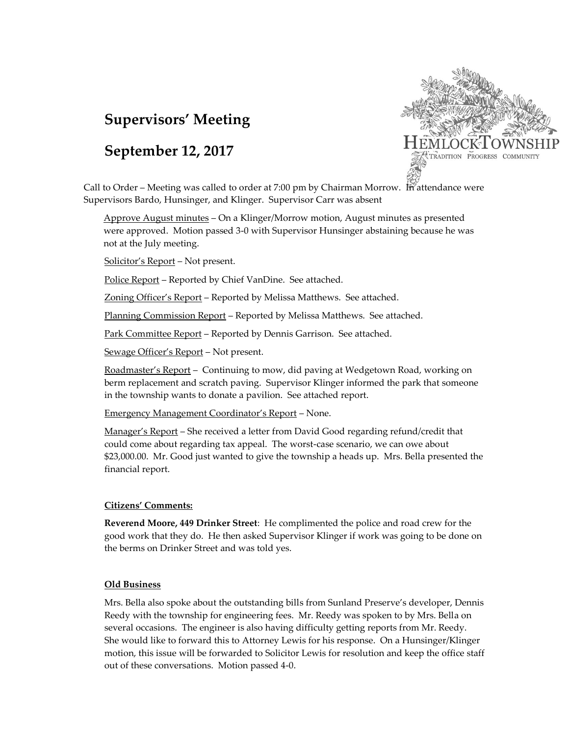# Supervisors' Meeting

## September 12, 2017

HEMLOCK TOWNSHIP
TRADITION PROGRESS COMMUNITY

Call to Order – Meeting was called to order at 7:00 pm by Chairman Morrow. In attendance were Supervisors Bardo, Hunsinger, and Klinger. Supervisor Carr was absent

Approve August minutes – On a Klinger/Morrow motion, August minutes as presented were approved. Motion passed 3-0 with Supervisor Hunsinger abstaining because he was not at the July meeting.

Solicitor's Report – Not present.

Police Report – Reported by Chief VanDine. See attached.

Zoning Officer's Report – Reported by Melissa Matthews. See attached.

Planning Commission Report – Reported by Melissa Matthews. See attached.

Park Committee Report – Reported by Dennis Garrison. See attached.

Sewage Officer's Report – Not present.

Roadmaster's Report – Continuing to mow, did paving at Wedgetown Road, working on berm replacement and scratch paving. Supervisor Klinger informed the park that someone in the township wants to donate a pavilion. See attached report.

Emergency Management Coordinator's Report – None.

Manager's Report – She received a letter from David Good regarding refund/credit that could come about regarding tax appeal. The worst-case scenario, we can owe about $23,000.00. Mr. Good just wanted to give the township a heads up. Mrs. Bella presented the financial report.

**Citizens' Comments:**

**Reverend Moore, 449 Drinker Street**: He complimented the police and road crew for the good work that they do. He then asked Supervisor Klinger if work was going to be done on the berms on Drinker Street and was told yes.

**Old Business**

Mrs. Bella also spoke about the outstanding bills from Sunland Preserve's developer, Dennis Reedy with the township for engineering fees. Mr. Reedy was spoken to by Mrs. Bella on several occasions. The engineer is also having difficulty getting reports from Mr. Reedy. She would like to forward this to Attorney Lewis for his response. On a Hunsinger/Klinger motion, this issue will be forwarded to Solicitor Lewis for resolution and keep the office staff out of these conversations. Motion passed 4-0.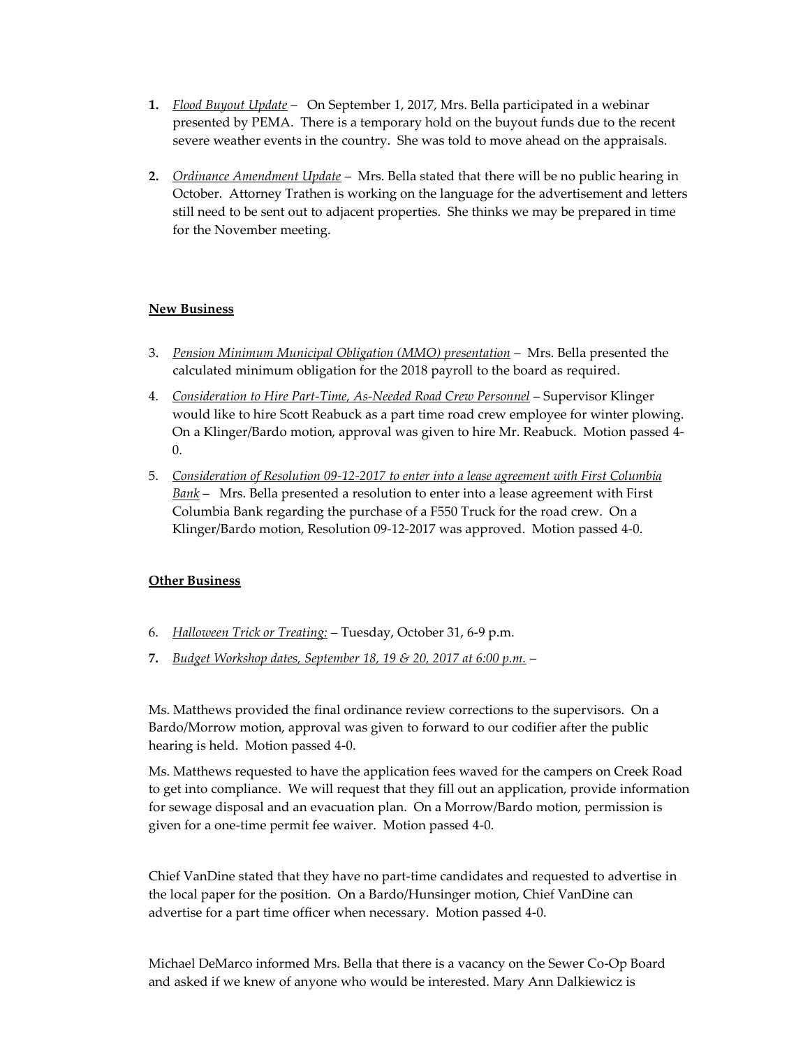1. *Flood Buyout Update* – On September 1, 2017, Mrs. Bella participated in a webinar presented by PEMA. There is a temporary hold on the buyout funds due to the recent severe weather events in the country. She was told to move ahead on the appraisals.

2. *Ordinance Amendment Update* – Mrs. Bella stated that there will be no public hearing in October. Attorney Trathen is working on the language for the advertisement and letters still need to be sent out to adjacent properties. She thinks we may be prepared in time for the November meeting.

**New Business**

3. *Pension Minimum Municipal Obligation (MMO) presentation* – Mrs. Bella presented the calculated minimum obligation for the 2018 payroll to the board as required.
4. *Consideration to Hire Part-Time, As-Needed Road Crew Personnel* – Supervisor Klinger would like to hire Scott Reabuck as a part time road crew employee for winter plowing. On a Klinger/Bardo motion, approval was given to hire Mr. Reabuck. Motion passed 4-0.
5. *Consideration of Resolution 09-12-2017 to enter into a lease agreement with First Columbia Bank* – Mrs. Bella presented a resolution to enter into a lease agreement with First Columbia Bank regarding the purchase of a F550 Truck for the road crew. On a Klinger/Bardo motion, Resolution 09-12-2017 was approved. Motion passed 4-0.

**Other Business**

6. *Halloween Trick or Treating:* – Tuesday, October 31, 6-9 p.m.
7. *Budget Workshop dates, September 18, 19 & 20, 2017 at 6:00 p.m.* –

Ms. Matthews provided the final ordinance review corrections to the supervisors. On a Bardo/Morrow motion, approval was given to forward to our codifier after the public hearing is held. Motion passed 4-0.

Ms. Matthews requested to have the application fees waved for the campers on Creek Road to get into compliance. We will request that they fill out an application, provide information for sewage disposal and an evacuation plan. On a Morrow/Bardo motion, permission is given for a one-time permit fee waiver. Motion passed 4-0.

Chief VanDine stated that they have no part-time candidates and requested to advertise in the local paper for the position. On a Bardo/Hunsinger motion, Chief VanDine can advertise for a part time officer when necessary. Motion passed 4-0.

Michael DeMarco informed Mrs. Bella that there is a vacancy on the Sewer Co-Op Board and asked if we knew of anyone who would be interested. Mary Ann Dalkiewicz is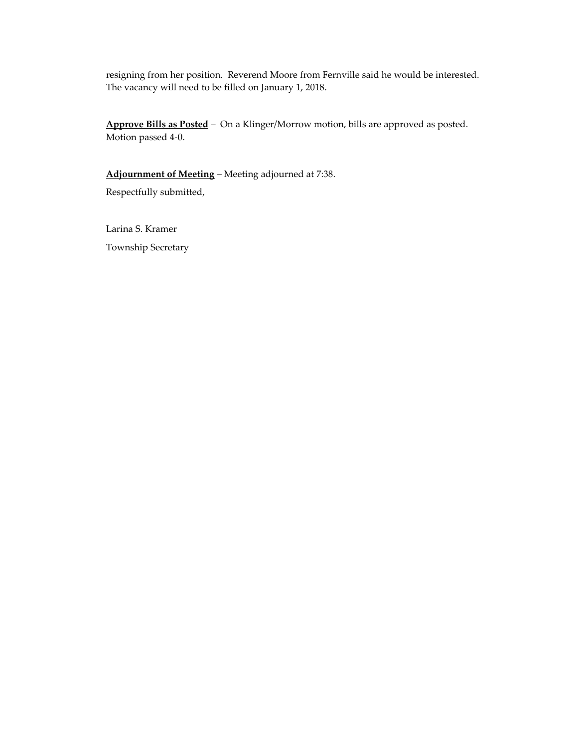resigning from her position. Reverend Moore from Fernville said he would be interested. The vacancy will need to be filled on January 1, 2018.

**Approve Bills as Posted** – On a Klinger/Morrow motion, bills are approved as posted. Motion passed 4-0.

**Adjournment of Meeting** – Meeting adjourned at 7:38.

Respectfully submitted,

Larina S. Kramer

Township Secretary